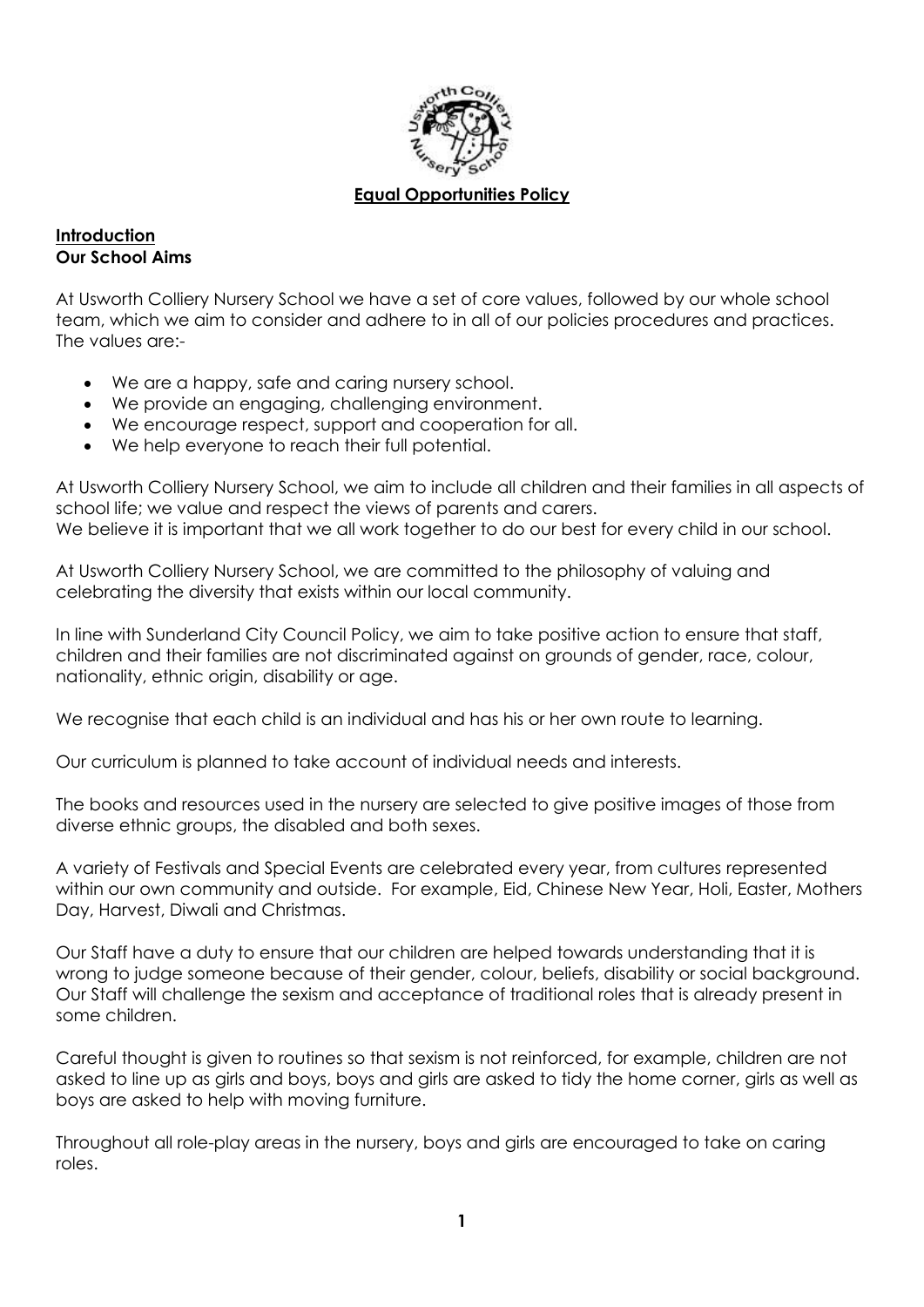# Equal Opportunities Policy

## Introduction

### Our School Aims

At Usworth Colliery Nursery School we have a set of core values, followed by our whole school team, which we aim to consider and adhere to in all of our policies procedures and practices. The values are:-

- We are a happy, safe and caring nursery school.
- We provide an engaging, challenging environment.
- We encourage respect, support and cooperation for all.
- We help everyone to reach their full potential.

At Usworth Colliery Nursery School, we aim to include all children and their families in all aspects of school life; we value and respect the views of parents and carers.
We believe it is important that we all work together to do our best for every child in our school.

At Usworth Colliery Nursery School, we are committed to the philosophy of valuing and celebrating the diversity that exists within our local community.

In line with Sunderland City Council Policy, we aim to take positive action to ensure that staff, children and their families are not discriminated against on grounds of gender, race, colour, nationality, ethnic origin, disability or age.

We recognise that each child is an individual and has his or her own route to learning.

Our curriculum is planned to take account of individual needs and interests.

The books and resources used in the nursery are selected to give positive images of those from diverse ethnic groups, the disabled and both sexes.

A variety of Festivals and Special Events are celebrated every year, from cultures represented within our own community and outside. For example, Eid, Chinese New Year, Holi, Easter, Mothers Day, Harvest, Diwali and Christmas.

Our Staff have a duty to ensure that our children are helped towards understanding that it is wrong to judge someone because of their gender, colour, beliefs, disability or social background. Our Staff will challenge the sexism and acceptance of traditional roles that is already present in some children.

Careful thought is given to routines so that sexism is not reinforced, for example, children are not asked to line up as girls and boys, boys and girls are asked to tidy the home corner, girls as well as boys are asked to help with moving furniture.

Throughout all role-play areas in the nursery, boys and girls are encouraged to take on caring roles.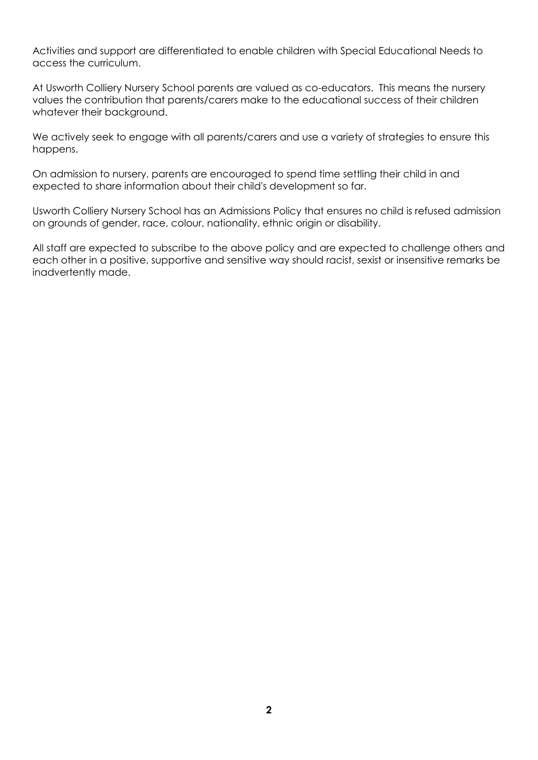Activities and support are differentiated to enable children with Special Educational Needs to access the curriculum.

At Usworth Colliery Nursery School parents are valued as co-educators. This means the nursery values the contribution that parents/carers make to the educational success of their children whatever their background.

We actively seek to engage with all parents/carers and use a variety of strategies to ensure this happens.

On admission to nursery, parents are encouraged to spend time settling their child in and expected to share information about their child's development so far.

Usworth Colliery Nursery School has an Admissions Policy that ensures no child is refused admission on grounds of gender, race, colour, nationality, ethnic origin or disability.

All staff are expected to subscribe to the above policy and are expected to challenge others and each other in a positive, supportive and sensitive way should racist, sexist or insensitive remarks be inadvertently made.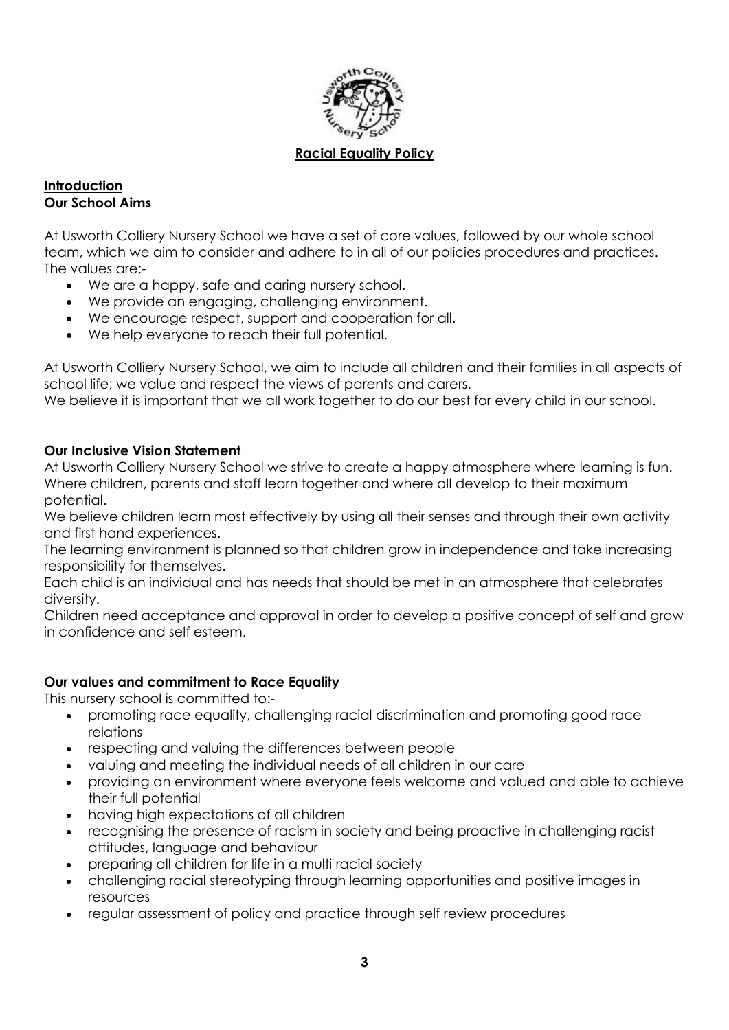# Racial Equality Policy

## Introduction

### Our School Aims

At Usworth Colliery Nursery School we have a set of core values, followed by our whole school team, which we aim to consider and adhere to in all of our policies procedures and practices. The values are:-

- We are a happy, safe and caring nursery school.
- We provide an engaging, challenging environment.
- We encourage respect, support and cooperation for all.
- We help everyone to reach their full potential.

At Usworth Colliery Nursery School, we aim to include all children and their families in all aspects of school life; we value and respect the views of parents and carers.
We believe it is important that we all work together to do our best for every child in our school.

### Our Inclusive Vision Statement

At Usworth Colliery Nursery School we strive to create a happy atmosphere where learning is fun. Where children, parents and staff learn together and where all develop to their maximum potential.
We believe children learn most effectively by using all their senses and through their own activity and first hand experiences.
The learning environment is planned so that children grow in independence and take increasing responsibility for themselves.
Each child is an individual and has needs that should be met in an atmosphere that celebrates diversity.
Children need acceptance and approval in order to develop a positive concept of self and grow in confidence and self esteem.

### Our values and commitment to Race Equality

This nursery school is committed to:-

- promoting race equality, challenging racial discrimination and promoting good race relations
- respecting and valuing the differences between people
- valuing and meeting the individual needs of all children in our care
- providing an environment where everyone feels welcome and valued and able to achieve their full potential
- having high expectations of all children
- recognising the presence of racism in society and being proactive in challenging racist attitudes, language and behaviour
- preparing all children for life in a multi racial society
- challenging racial stereotyping through learning opportunities and positive images in resources
- regular assessment of policy and practice through self review procedures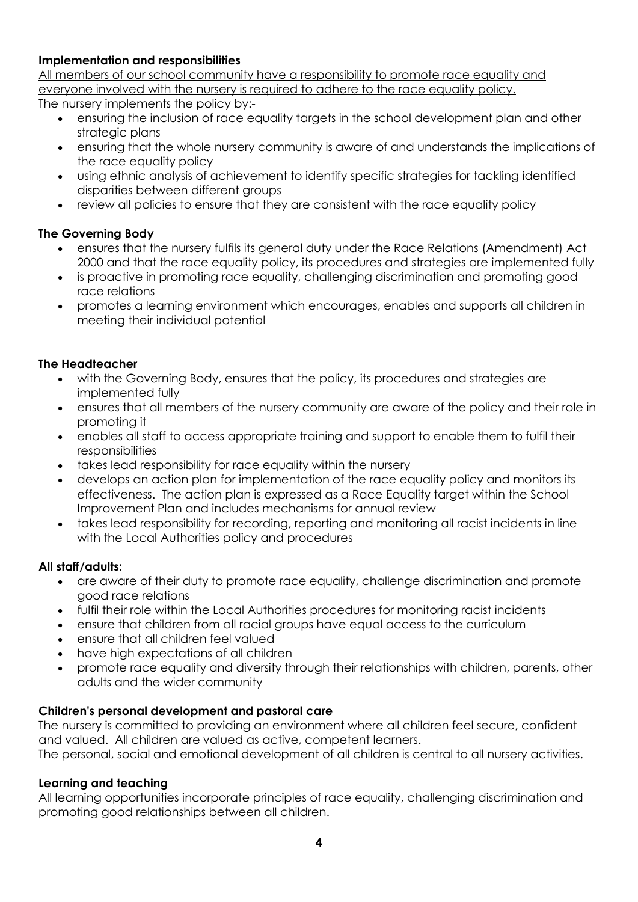**Implementation and responsibilities**

All members of our school community have a responsibility to promote race equality and everyone involved with the nursery is required to adhere to the race equality policy.

The nursery implements the policy by:-

- ensuring the inclusion of race equality targets in the school development plan and other strategic plans
- ensuring that the whole nursery community is aware of and understands the implications of the race equality policy
- using ethnic analysis of achievement to identify specific strategies for tackling identified disparities between different groups
- review all policies to ensure that they are consistent with the race equality policy

**The Governing Body**

- ensures that the nursery fulfils its general duty under the Race Relations (Amendment) Act 2000 and that the race equality policy, its procedures and strategies are implemented fully
- is proactive in promoting race equality, challenging discrimination and promoting good race relations
- promotes a learning environment which encourages, enables and supports all children in meeting their individual potential

**The Headteacher**

- with the Governing Body, ensures that the policy, its procedures and strategies are implemented fully
- ensures that all members of the nursery community are aware of the policy and their role in promoting it
- enables all staff to access appropriate training and support to enable them to fulfil their responsibilities
- takes lead responsibility for race equality within the nursery
- develops an action plan for implementation of the race equality policy and monitors its effectiveness. The action plan is expressed as a Race Equality target within the School Improvement Plan and includes mechanisms for annual review
- takes lead responsibility for recording, reporting and monitoring all racist incidents in line with the Local Authorities policy and procedures

**All staff/adults:**

- are aware of their duty to promote race equality, challenge discrimination and promote good race relations
- fulfil their role within the Local Authorities procedures for monitoring racist incidents
- ensure that children from all racial groups have equal access to the curriculum
- ensure that all children feel valued
- have high expectations of all children
- promote race equality and diversity through their relationships with children, parents, other adults and the wider community

**Children's personal development and pastoral care**

The nursery is committed to providing an environment where all children feel secure, confident and valued. All children are valued as active, competent learners.

The personal, social and emotional development of all children is central to all nursery activities.

**Learning and teaching**

All learning opportunities incorporate principles of race equality, challenging discrimination and promoting good relationships between all children.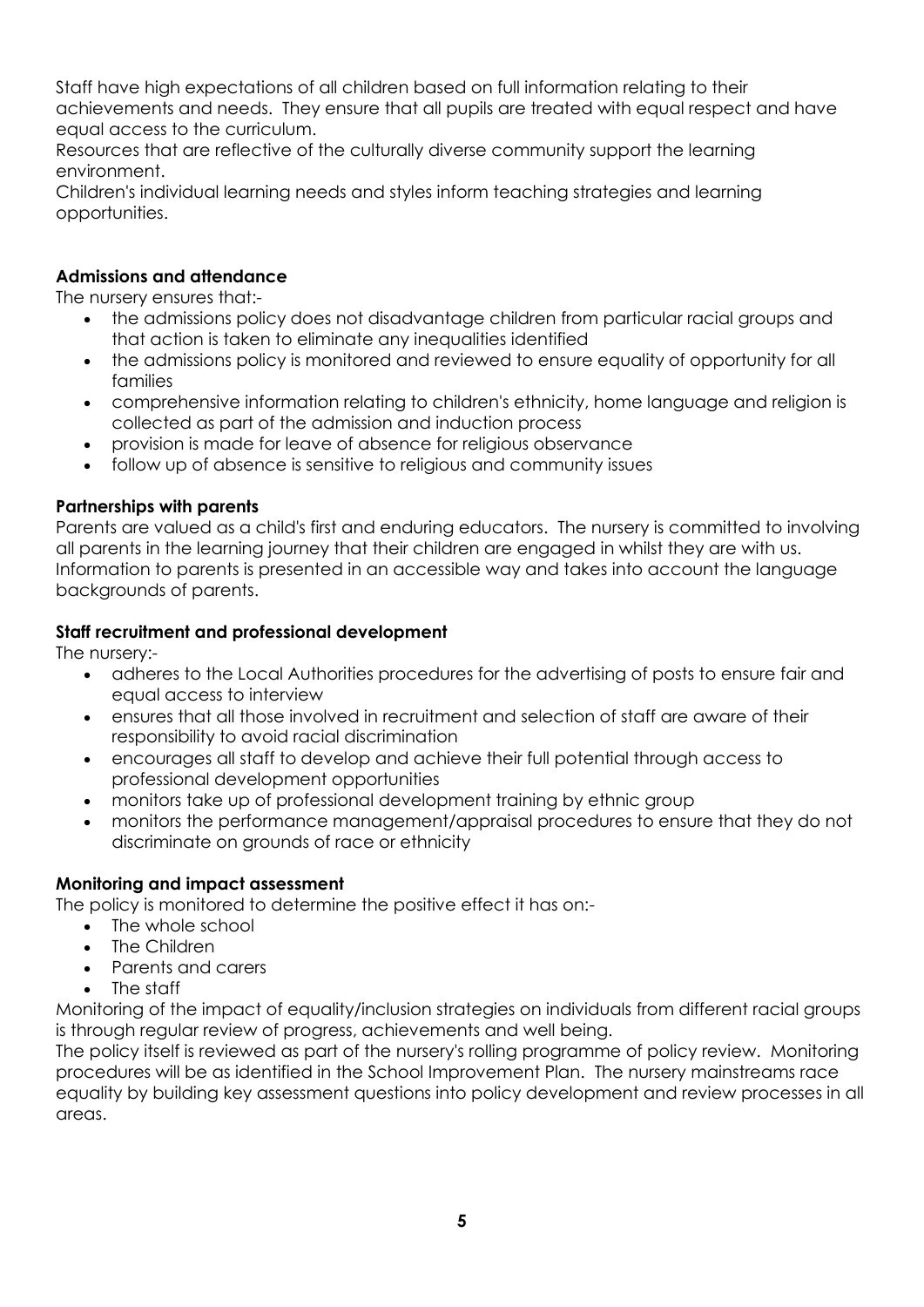Staff have high expectations of all children based on full information relating to their achievements and needs. They ensure that all pupils are treated with equal respect and have equal access to the curriculum.

Resources that are reflective of the culturally diverse community support the learning environment.

Children's individual learning needs and styles inform teaching strategies and learning opportunities.

**Admissions and attendance**

The nursery ensures that:-

- the admissions policy does not disadvantage children from particular racial groups and that action is taken to eliminate any inequalities identified
- the admissions policy is monitored and reviewed to ensure equality of opportunity for all families
- comprehensive information relating to children's ethnicity, home language and religion is collected as part of the admission and induction process
- provision is made for leave of absence for religious observance
- follow up of absence is sensitive to religious and community issues

**Partnerships with parents**

Parents are valued as a child's first and enduring educators. The nursery is committed to involving all parents in the learning journey that their children are engaged in whilst they are with us. Information to parents is presented in an accessible way and takes into account the language backgrounds of parents.

**Staff recruitment and professional development**

The nursery:-

- adheres to the Local Authorities procedures for the advertising of posts to ensure fair and equal access to interview
- ensures that all those involved in recruitment and selection of staff are aware of their responsibility to avoid racial discrimination
- encourages all staff to develop and achieve their full potential through access to professional development opportunities
- monitors take up of professional development training by ethnic group
- monitors the performance management/appraisal procedures to ensure that they do not discriminate on grounds of race or ethnicity

**Monitoring and impact assessment**

The policy is monitored to determine the positive effect it has on:-

- The whole school
- The Children
- Parents and carers
- The staff

Monitoring of the impact of equality/inclusion strategies on individuals from different racial groups is through regular review of progress, achievements and well being.

The policy itself is reviewed as part of the nursery's rolling programme of policy review. Monitoring procedures will be as identified in the School Improvement Plan. The nursery mainstreams race equality by building key assessment questions into policy development and review processes in all areas.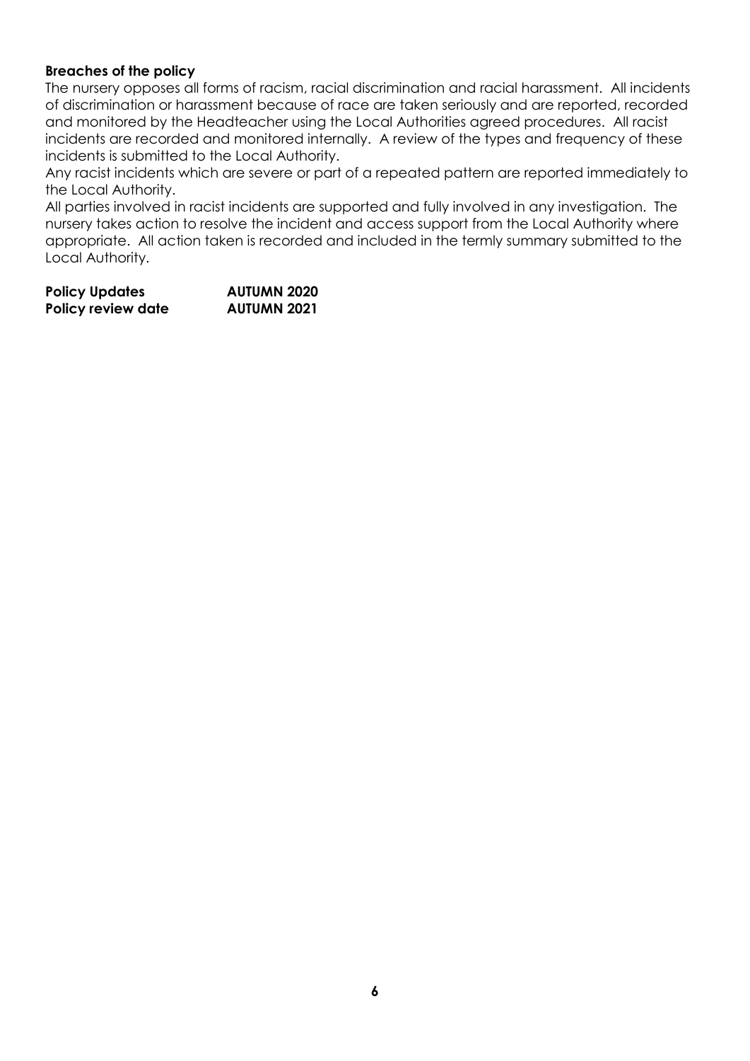**Breaches of the policy**

The nursery opposes all forms of racism, racial discrimination and racial harassment. All incidents of discrimination or harassment because of race are taken seriously and are reported, recorded and monitored by the Headteacher using the Local Authorities agreed procedures. All racist incidents are recorded and monitored internally. A review of the types and frequency of these incidents is submitted to the Local Authority.

Any racist incidents which are severe or part of a repeated pattern are reported immediately to the Local Authority.

All parties involved in racist incidents are supported and fully involved in any investigation. The nursery takes action to resolve the incident and access support from the Local Authority where appropriate. All action taken is recorded and included in the termly summary submitted to the Local Authority.

**Policy Updates** **AUTUMN 2020**
**Policy review date** **AUTUMN 2021**